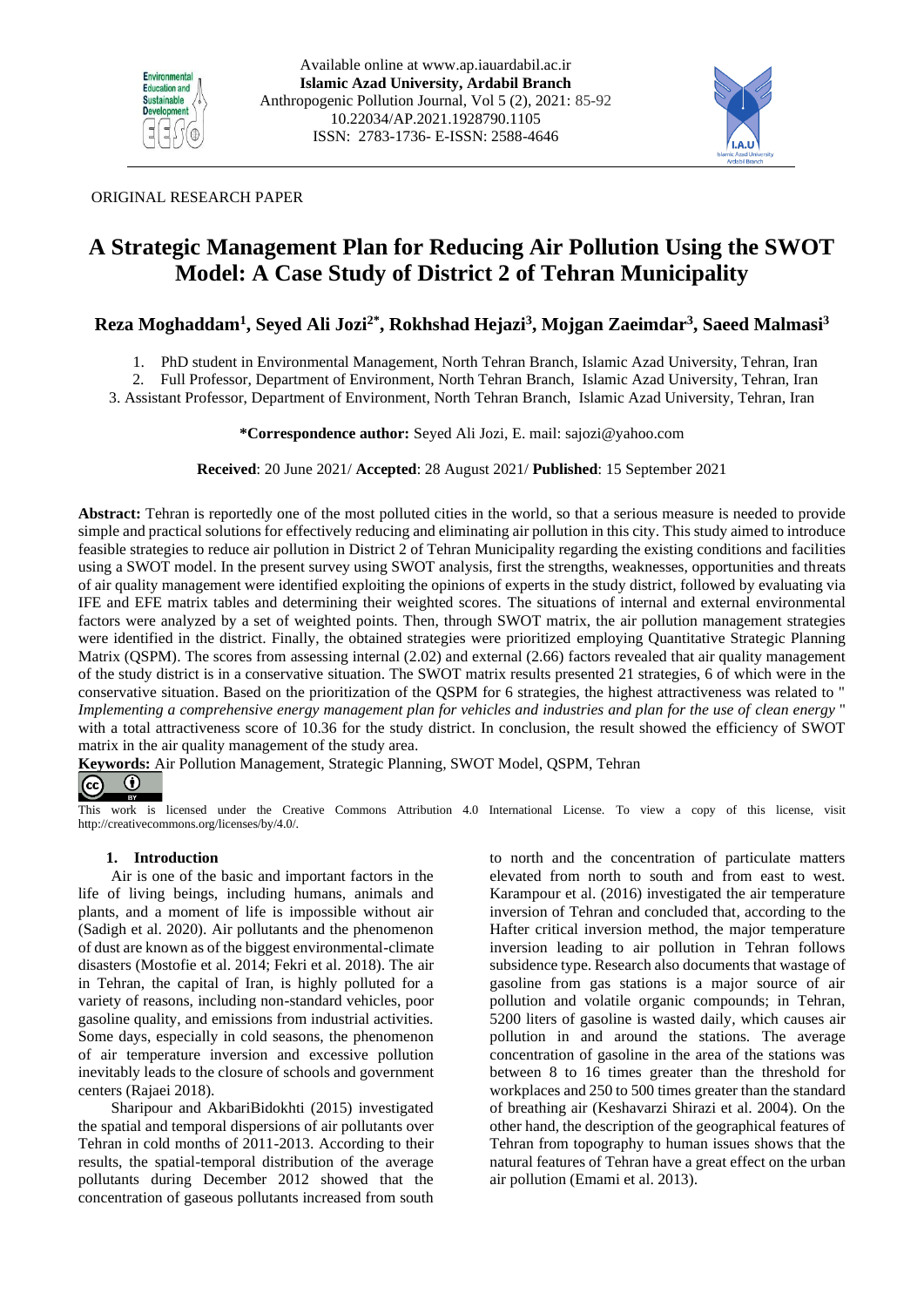ORIGINAL RESEARCH PAPER

# A Strategic Management Plan for Reducing Air Pollution Using the SWOT Model: A Case Study of District 2 of Tehran Municipality

**Reza Moghaddam[1], Seyed Ali Jozi[2*], Rokhshad Hejazi[3], Mojgan Zaeimdar[3], Saeed Malmasi[3]**

1. PhD student in Environmental Management, North Tehran Branch, Islamic Azad University, Tehran, Iran
2. Full Professor, Department of Environment, North Tehran Branch, Islamic Azad University, Tehran, Iran
3. Assistant Professor, Department of Environment, North Tehran Branch, Islamic Azad University, Tehran, Iran

**\*Correspondence author:** Seyed Ali Jozi, E. mail: sajozi@yahoo.com

**Received**: 20 June 2021/ **Accepted**: 28 August 2021/ **Published**: 15 September 2021

**Abstract:** Tehran is reportedly one of the most polluted cities in the world, so that a serious measure is needed to provide simple and practical solutions for effectively reducing and eliminating air pollution in this city. This study aimed to introduce feasible strategies to reduce air pollution in District 2 of Tehran Municipality regarding the existing conditions and facilities using a SWOT model. In the present survey using SWOT analysis, first the strengths, weaknesses, opportunities and threats of air quality management were identified exploiting the opinions of experts in the study district, followed by evaluating via IFE and EFE matrix tables and determining their weighted scores. The situations of internal and external environmental factors were analyzed by a set of weighted points. Then, through SWOT matrix, the air pollution management strategies were identified in the district. Finally, the obtained strategies were prioritized employing Quantitative Strategic Planning Matrix (QSPM). The scores from assessing internal (2.02) and external (2.66) factors revealed that air quality management of the study district is in a conservative situation. The SWOT matrix results presented 21 strategies, 6 of which were in the conservative situation. Based on the prioritization of the QSPM for 6 strategies, the highest attractiveness was related to "*Implementing a comprehensive energy management plan for vehicles and industries and plan for the use of clean energy*" with a total attractiveness score of 10.36 for the study district. In conclusion, the result showed the efficiency of SWOT matrix in the air quality management of the study area.

**Keywords:** Air Pollution Management, Strategic Planning, SWOT Model, QSPM, Tehran

This work is licensed under the Creative Commons Attribution 4.0 International License. To view a copy of this license, visit http://creativecommons.org/licenses/by/4.0/.

## 1. Introduction

Air is one of the basic and important factors in the life of living beings, including humans, animals and plants, and a moment of life is impossible without air (Sadigh et al. 2020). Air pollutants and the phenomenon of dust are known as of the biggest environmental-climate disasters (Mostofie et al. 2014; Fekri et al. 2018). The air in Tehran, the capital of Iran, is highly polluted for a variety of reasons, including non-standard vehicles, poor gasoline quality, and emissions from industrial activities. Some days, especially in cold seasons, the phenomenon of air temperature inversion and excessive pollution inevitably leads to the closure of schools and government centers (Rajaei 2018).

Sharipour and AkbariBidokhti (2015) investigated the spatial and temporal dispersions of air pollutants over Tehran in cold months of 2011-2013. According to their results, the spatial-temporal distribution of the average pollutants during December 2012 showed that the concentration of gaseous pollutants increased from south to north and the concentration of particulate matters elevated from north to south and from east to west. Karampour et al. (2016) investigated the air temperature inversion of Tehran and concluded that, according to the Hafter critical inversion method, the major temperature inversion leading to air pollution in Tehran follows subsidence type. Research also documents that wastage of gasoline from gas stations is a major source of air pollution and volatile organic compounds; in Tehran, 5200 liters of gasoline is wasted daily, which causes air pollution in and around the stations. The average concentration of gasoline in the area of the stations was between 8 to 16 times greater than the threshold for workplaces and 250 to 500 times greater than the standard of breathing air (Keshavarzi Shirazi et al. 2004). On the other hand, the description of the geographical features of Tehran from topography to human issues shows that the natural features of Tehran have a great effect on the urban air pollution (Emami et al. 2013).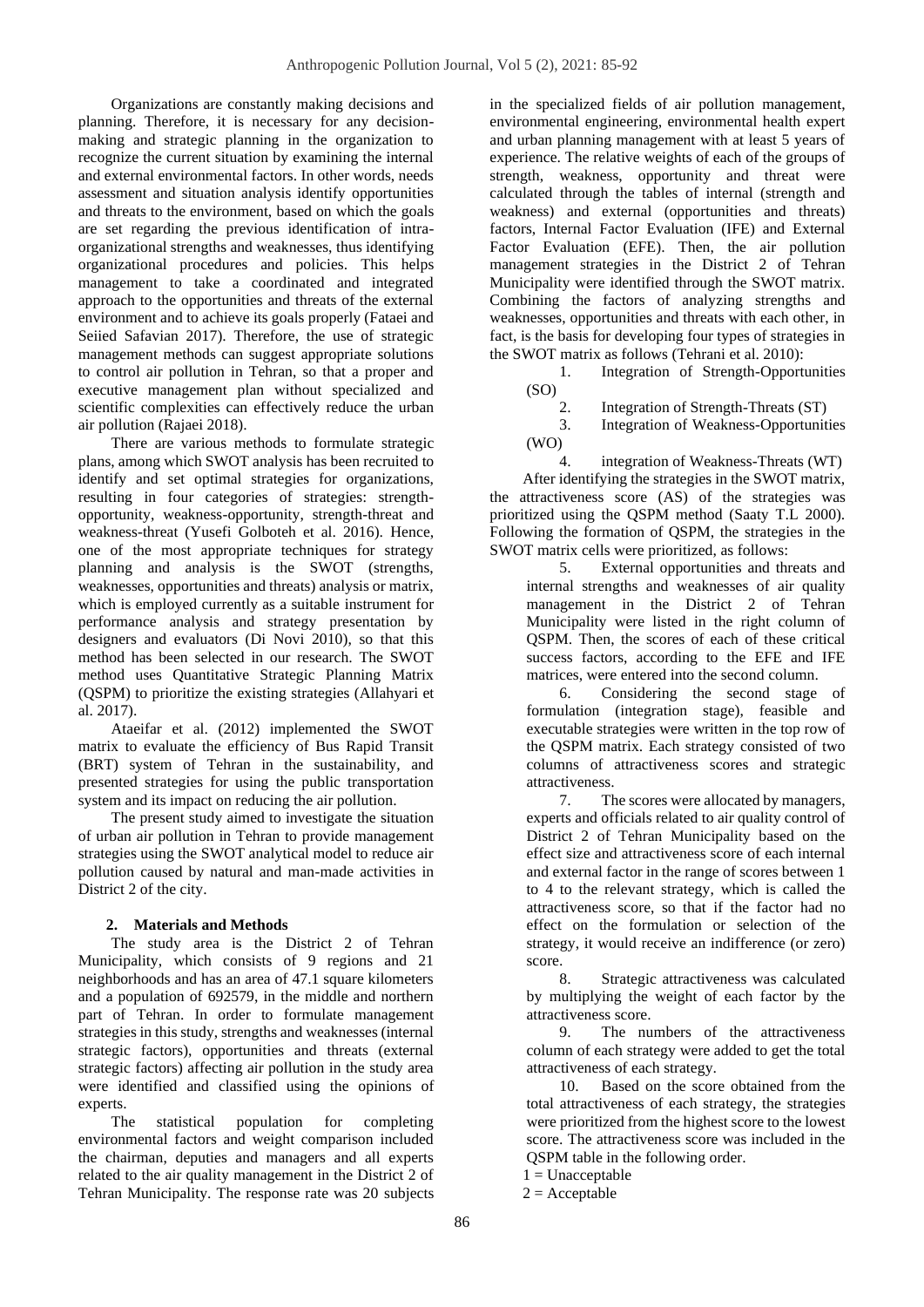Organizations are constantly making decisions and planning. Therefore, it is necessary for any decision-making and strategic planning in the organization to recognize the current situation by examining the internal and external environmental factors. In other words, needs assessment and situation analysis identify opportunities and threats to the environment, based on which the goals are set regarding the previous identification of intra-organizational strengths and weaknesses, thus identifying organizational procedures and policies. This helps management to take a coordinated and integrated approach to the opportunities and threats of the external environment and to achieve its goals properly (Fataei and Seiied Safavian 2017). Therefore, the use of strategic management methods can suggest appropriate solutions to control air pollution in Tehran, so that a proper and executive management plan without specialized and scientific complexities can effectively reduce the urban air pollution (Rajaei 2018).

There are various methods to formulate strategic plans, among which SWOT analysis has been recruited to identify and set optimal strategies for organizations, resulting in four categories of strategies: strength-opportunity, weakness-opportunity, strength-threat and weakness-threat (Yusefi Golboteh et al. 2016). Hence, one of the most appropriate techniques for strategy planning and analysis is the SWOT (strengths, weaknesses, opportunities and threats) analysis or matrix, which is employed currently as a suitable instrument for performance analysis and strategy presentation by designers and evaluators (Di Novi 2010), so that this method has been selected in our research. The SWOT method uses Quantitative Strategic Planning Matrix (QSPM) to prioritize the existing strategies (Allahyari et al. 2017).

Ataeifar et al. (2012) implemented the SWOT matrix to evaluate the efficiency of Bus Rapid Transit (BRT) system of Tehran in the sustainability, and presented strategies for using the public transportation system and its impact on reducing the air pollution.

The present study aimed to investigate the situation of urban air pollution in Tehran to provide management strategies using the SWOT analytical model to reduce air pollution caused by natural and man-made activities in District 2 of the city.

## 2. Materials and Methods

The study area is the District 2 of Tehran Municipality, which consists of 9 regions and 21 neighborhoods and has an area of 47.1 square kilometers and a population of 692579, in the middle and northern part of Tehran. In order to formulate management strategies in this study, strengths and weaknesses (internal strategic factors), opportunities and threats (external strategic factors) affecting air pollution in the study area were identified and classified using the opinions of experts.

The statistical population for completing environmental factors and weight comparison included the chairman, deputies and managers and all experts related to the air quality management in the District 2 of Tehran Municipality. The response rate was 20 subjects in the specialized fields of air pollution management, environmental engineering, environmental health expert and urban planning management with at least 5 years of experience. The relative weights of each of the groups of strength, weakness, opportunity and threat were calculated through the tables of internal (strength and weakness) and external (opportunities and threats) factors, Internal Factor Evaluation (IFE) and External Factor Evaluation (EFE). Then, the air pollution management strategies in the District 2 of Tehran Municipality were identified through the SWOT matrix. Combining the factors of analyzing strengths and weaknesses, opportunities and threats with each other, in fact, is the basis for developing four types of strategies in the SWOT matrix as follows (Tehrani et al. 2010):

1. Integration of Strength-Opportunities (SO)
2. Integration of Strength-Threats (ST)
3. Integration of Weakness-Opportunities (WO)
4. integration of Weakness-Threats (WT)

After identifying the strategies in the SWOT matrix, the attractiveness score (AS) of the strategies was prioritized using the QSPM method (Saaty T.L 2000). Following the formation of QSPM, the strategies in the SWOT matrix cells were prioritized, as follows:

5. External opportunities and threats and internal strengths and weaknesses of air quality management in the District 2 of Tehran Municipality were listed in the right column of QSPM. Then, the scores of each of these critical success factors, according to the EFE and IFE matrices, were entered into the second column.
6. Considering the second stage of formulation (integration stage), feasible and executable strategies were written in the top row of the QSPM matrix. Each strategy consisted of two columns of attractiveness scores and strategic attractiveness.
7. The scores were allocated by managers, experts and officials related to air quality control of District 2 of Tehran Municipality based on the effect size and attractiveness score of each internal and external factor in the range of scores between 1 to 4 to the relevant strategy, which is called the attractiveness score, so that if the factor had no effect on the formulation or selection of the strategy, it would receive an indifference (or zero) score.
8. Strategic attractiveness was calculated by multiplying the weight of each factor by the attractiveness score.
9. The numbers of the attractiveness column of each strategy were added to get the total attractiveness of each strategy.
10. Based on the score obtained from the total attractiveness of each strategy, the strategies were prioritized from the highest score to the lowest score. The attractiveness score was included in the QSPM table in the following order.

1 = Unacceptable
2 = Acceptable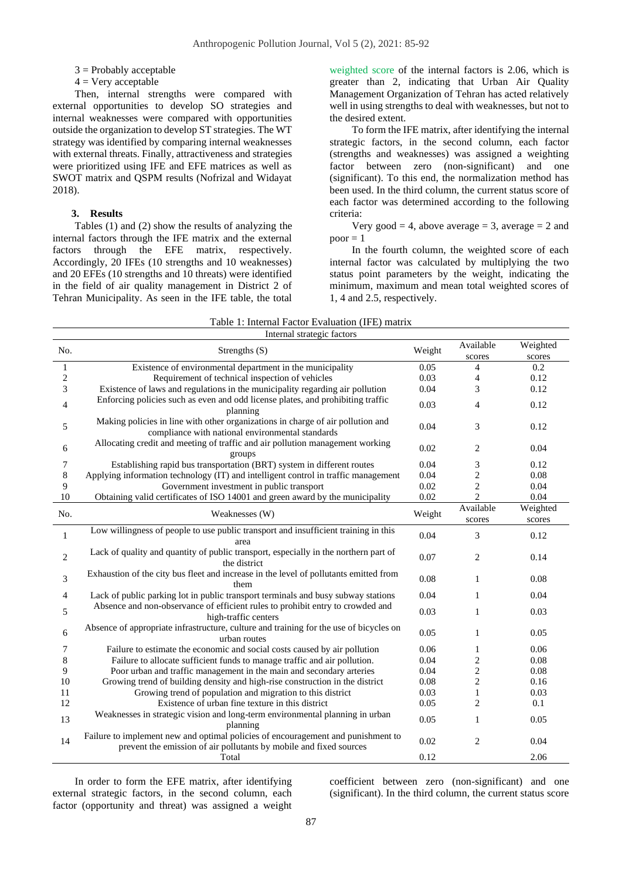3 = Probably acceptable

4 = Very acceptable

Then, internal strengths were compared with external opportunities to develop SO strategies and internal weaknesses were compared with opportunities outside the organization to develop ST strategies. The WT strategy was identified by comparing internal weaknesses with external threats. Finally, attractiveness and strategies were prioritized using IFE and EFE matrices as well as SWOT matrix and QSPM results (Nofrizal and Widayat 2018).

## 3. Results

Tables (1) and (2) show the results of analyzing the internal factors through the IFE matrix and the external factors through the EFE matrix, respectively. Accordingly, 20 IFEs (10 strengths and 10 weaknesses) and 20 EFEs (10 strengths and 10 threats) were identified in the field of air quality management in District 2 of Tehran Municipality. As seen in the IFE table, the total weighted score of the internal factors is 2.06, which is greater than 2, indicating that Urban Air Quality Management Organization of Tehran has acted relatively well in using strengths to deal with weaknesses, but not to the desired extent.

To form the IFE matrix, after identifying the internal strategic factors, in the second column, each factor (strengths and weaknesses) was assigned a weighting factor between zero (non-significant) and one (significant). To this end, the normalization method has been used. In the third column, the current status score of each factor was determined according to the following criteria:

Very good = 4, above average = 3, average = 2 and poor = 1

In the fourth column, the weighted score of each internal factor was calculated by multiplying the two status point parameters by the weight, indicating the minimum, maximum and mean total weighted scores of 1, 4 and 2.5, respectively.

Table 1: Internal Factor Evaluation (IFE) matrix

| Internal strategic factors | | | | |
|---|---|---|---|---|
| No. | Strengths (S) | Weight | Available scores | Weighted scores |
| 1 | Existence of environmental department in the municipality | 0.05 | 4 | 0.2 |
| 2 | Requirement of technical inspection of vehicles | 0.03 | 4 | 0.12 |
| 3 | Existence of laws and regulations in the municipality regarding air pollution | 0.04 | 3 | 0.12 |
| 4 | Enforcing policies such as even and odd license plates, and prohibiting traffic planning | 0.03 | 4 | 0.12 |
| 5 | Making policies in line with other organizations in charge of air pollution and compliance with national environmental standards | 0.04 | 3 | 0.12 |
| 6 | Allocating credit and meeting of traffic and air pollution management working groups | 0.02 | 2 | 0.04 |
| 7 | Establishing rapid bus transportation (BRT) system in different routes | 0.04 | 3 | 0.12 |
| 8 | Applying information technology (IT) and intelligent control in traffic management | 0.04 | 2 | 0.08 |
| 9 | Government investment in public transport | 0.02 | 2 | 0.04 |
| 10 | Obtaining valid certificates of ISO 14001 and green award by the municipality | 0.02 | 2 | 0.04 |
| No. | Weaknesses (W) | Weight | Available scores | Weighted scores |
| 1 | Low willingness of people to use public transport and insufficient training in this area | 0.04 | 3 | 0.12 |
| 2 | Lack of quality and quantity of public transport, especially in the northern part of the district | 0.07 | 2 | 0.14 |
| 3 | Exhaustion of the city bus fleet and increase in the level of pollutants emitted from them | 0.08 | 1 | 0.08 |
| 4 | Lack of public parking lot in public transport terminals and busy subway stations | 0.04 | 1 | 0.04 |
| 5 | Absence and non-observance of efficient rules to prohibit entry to crowded and high-traffic centers | 0.03 | 1 | 0.03 |
| 6 | Absence of appropriate infrastructure, culture and training for the use of bicycles on urban routes | 0.05 | 1 | 0.05 |
| 7 | Failure to estimate the economic and social costs caused by air pollution | 0.06 | 1 | 0.06 |
| 8 | Failure to allocate sufficient funds to manage traffic and air pollution. | 0.04 | 2 | 0.08 |
| 9 | Poor urban and traffic management in the main and secondary arteries | 0.04 | 2 | 0.08 |
| 10 | Growing trend of building density and high-rise construction in the district | 0.08 | 2 | 0.16 |
| 11 | Growing trend of population and migration to this district | 0.03 | 1 | 0.03 |
| 12 | Existence of urban fine texture in this district | 0.05 | 2 | 0.1 |
| 13 | Weaknesses in strategic vision and long-term environmental planning in urban planning | 0.05 | 1 | 0.05 |
| 14 | Failure to implement new and optimal policies of encouragement and punishment to prevent the emission of air pollutants by mobile and fixed sources | 0.02 | 2 | 0.04 |
| | Total | 0.12 | | 2.06 |

In order to form the EFE matrix, after identifying external strategic factors, in the second column, each factor (opportunity and threat) was assigned a weight coefficient between zero (non-significant) and one (significant). In the third column, the current status score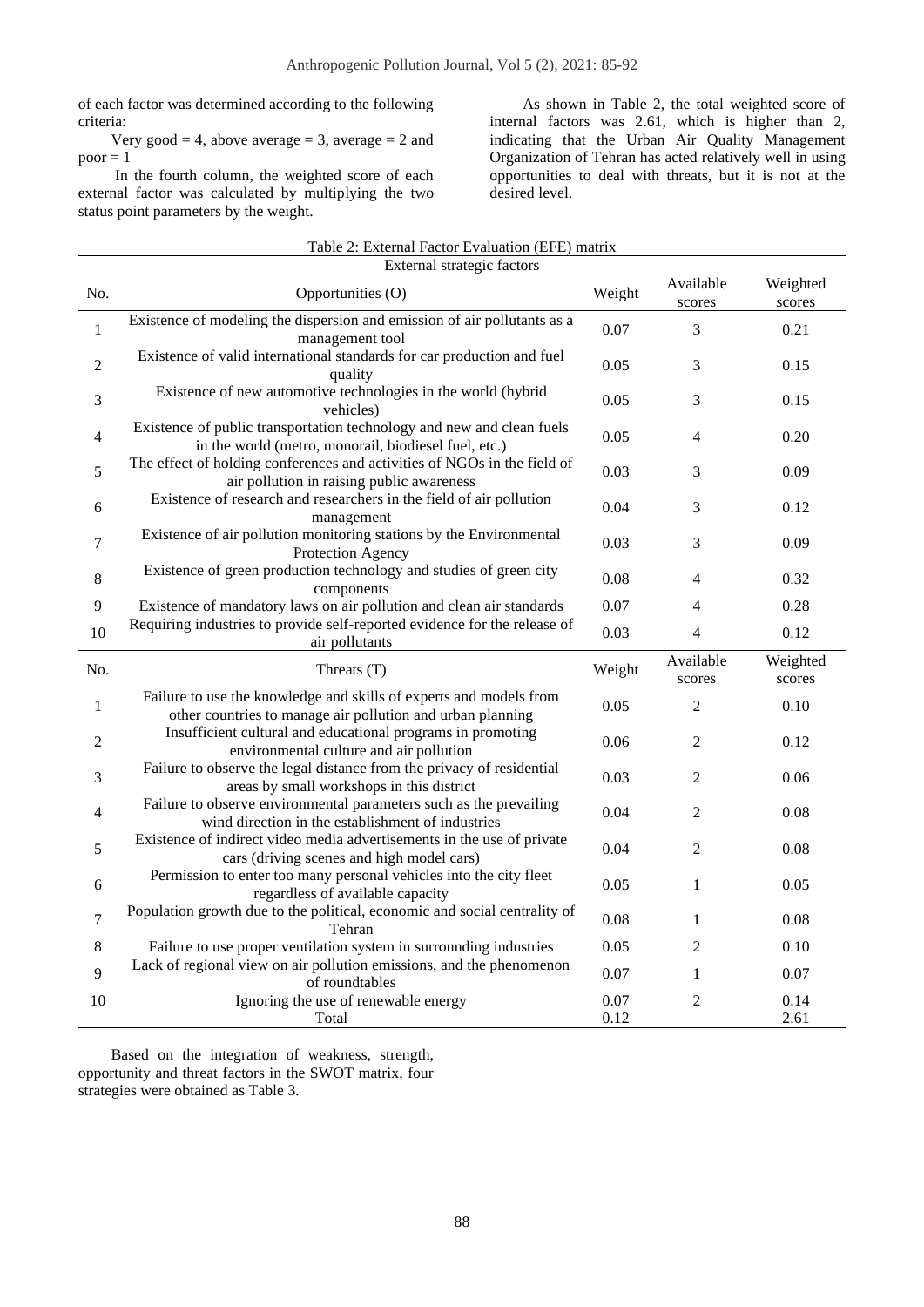of each factor was determined according to the following criteria:

Very good = 4, above average = 3, average = 2 and poor = 1

In the fourth column, the weighted score of each external factor was calculated by multiplying the two status point parameters by the weight.

As shown in Table 2, the total weighted score of internal factors was 2.61, which is higher than 2, indicating that the Urban Air Quality Management Organization of Tehran has acted relatively well in using opportunities to deal with threats, but it is not at the desired level.

Table 2: External Factor Evaluation (EFE) matrix

| External strategic factors | | | | |
|---|---|---|---|---|
| No. | Opportunities (O) | Weight | Available scores | Weighted scores |
| 1 | Existence of modeling the dispersion and emission of air pollutants as a management tool | 0.07 | 3 | 0.21 |
| 2 | Existence of valid international standards for car production and fuel quality | 0.05 | 3 | 0.15 |
| 3 | Existence of new automotive technologies in the world (hybrid vehicles) | 0.05 | 3 | 0.15 |
| 4 | Existence of public transportation technology and new and clean fuels in the world (metro, monorail, biodiesel fuel, etc.) | 0.05 | 4 | 0.20 |
| 5 | The effect of holding conferences and activities of NGOs in the field of air pollution in raising public awareness | 0.03 | 3 | 0.09 |
| 6 | Existence of research and researchers in the field of air pollution management | 0.04 | 3 | 0.12 |
| 7 | Existence of air pollution monitoring stations by the Environmental Protection Agency | 0.03 | 3 | 0.09 |
| 8 | Existence of green production technology and studies of green city components | 0.08 | 4 | 0.32 |
| 9 | Existence of mandatory laws on air pollution and clean air standards | 0.07 | 4 | 0.28 |
| 10 | Requiring industries to provide self-reported evidence for the release of air pollutants | 0.03 | 4 | 0.12 |
| No. | Threats (T) | Weight | Available scores | Weighted scores |
| 1 | Failure to use the knowledge and skills of experts and models from other countries to manage air pollution and urban planning | 0.05 | 2 | 0.10 |
| 2 | Insufficient cultural and educational programs in promoting environmental culture and air pollution | 0.06 | 2 | 0.12 |
| 3 | Failure to observe the legal distance from the privacy of residential areas by small workshops in this district | 0.03 | 2 | 0.06 |
| 4 | Failure to observe environmental parameters such as the prevailing wind direction in the establishment of industries | 0.04 | 2 | 0.08 |
| 5 | Existence of indirect video media advertisements in the use of private cars (driving scenes and high model cars) | 0.04 | 2 | 0.08 |
| 6 | Permission to enter too many personal vehicles into the city fleet regardless of available capacity | 0.05 | 1 | 0.05 |
| 7 | Population growth due to the political, economic and social centrality of Tehran | 0.08 | 1 | 0.08 |
| 8 | Failure to use proper ventilation system in surrounding industries | 0.05 | 2 | 0.10 |
| 9 | Lack of regional view on air pollution emissions, and the phenomenon of roundtables | 0.07 | 1 | 0.07 |
| 10 | Ignoring the use of renewable energy | 0.07 | 2 | 0.14 |
| | Total | 0.12 | | 2.61 |

Based on the integration of weakness, strength, opportunity and threat factors in the SWOT matrix, four strategies were obtained as Table 3.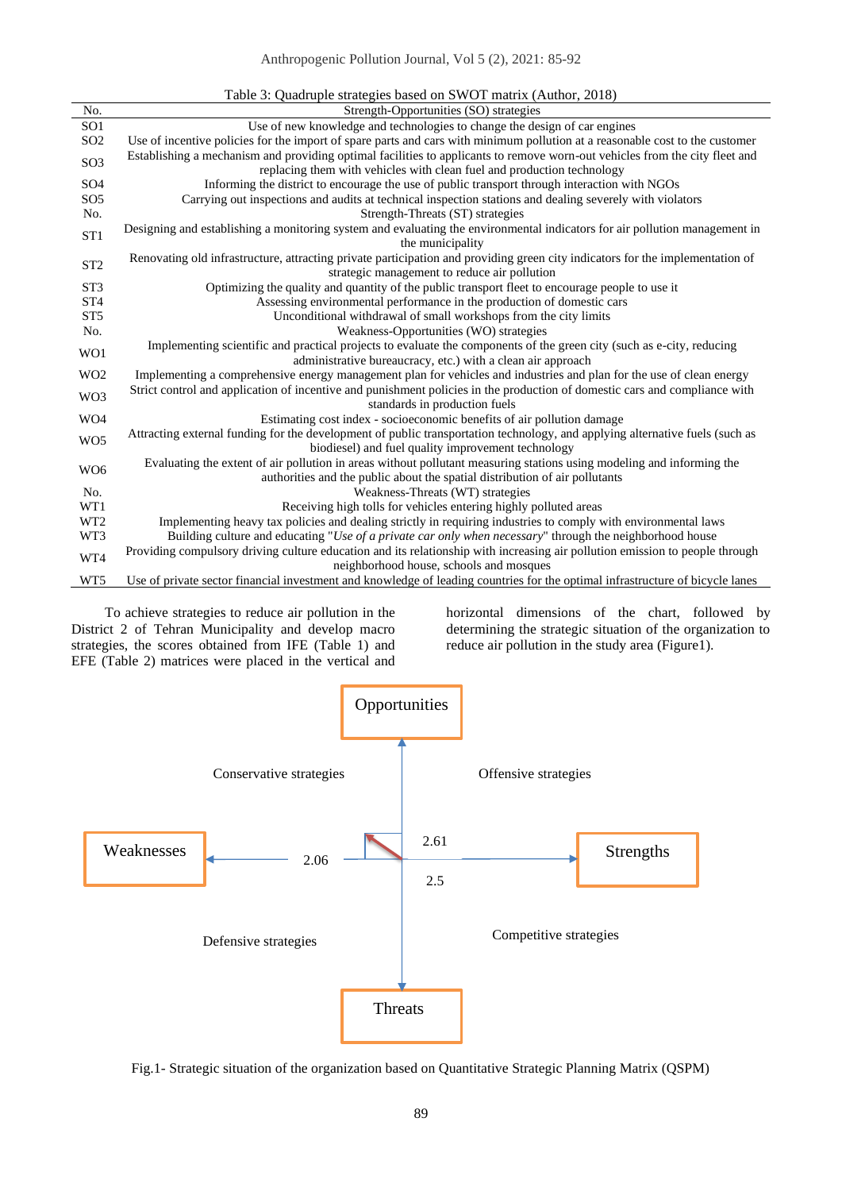Table 3: Quadruple strategies based on SWOT matrix (Author, 2018)

| No. | Strength-Opportunities (SO) strategies |
|---|---|
| SO1 | Use of new knowledge and technologies to change the design of car engines |
| SO2 | Use of incentive policies for the import of spare parts and cars with minimum pollution at a reasonable cost to the customer |
| SO3 | Establishing a mechanism and providing optimal facilities to applicants to remove worn-out vehicles from the city fleet and replacing them with vehicles with clean fuel and production technology |
| SO4 | Informing the district to encourage the use of public transport through interaction with NGOs |
| SO5 | Carrying out inspections and audits at technical inspection stations and dealing severely with violators |
| No. | Strength-Threats (ST) strategies |
| ST1 | Designing and establishing a monitoring system and evaluating the environmental indicators for air pollution management in the municipality |
| ST2 | Renovating old infrastructure, attracting private participation and providing green city indicators for the implementation of strategic management to reduce air pollution |
| ST3 | Optimizing the quality and quantity of the public transport fleet to encourage people to use it |
| ST4 | Assessing environmental performance in the production of domestic cars |
| ST5 | Unconditional withdrawal of small workshops from the city limits |
| No. | Weakness-Opportunities (WO) strategies |
| WO1 | Implementing scientific and practical projects to evaluate the components of the green city (such as e-city, reducing administrative bureaucracy, etc.) with a clean air approach |
| WO2 | Implementing a comprehensive energy management plan for vehicles and industries and plan for the use of clean energy |
| WO3 | Strict control and application of incentive and punishment policies in the production of domestic cars and compliance with standards in production fuels |
| WO4 | Estimating cost index - socioeconomic benefits of air pollution damage |
| WO5 | Attracting external funding for the development of public transportation technology, and applying alternative fuels (such as biodiesel) and fuel quality improvement technology |
| WO6 | Evaluating the extent of air pollution in areas without pollutant measuring stations using modeling and informing the authorities and the public about the spatial distribution of air pollutants |
| No. | Weakness-Threats (WT) strategies |
| WT1 | Receiving high tolls for vehicles entering highly polluted areas |
| WT2 | Implementing heavy tax policies and dealing strictly in requiring industries to comply with environmental laws |
| WT3 | Building culture and educating "*Use of a private car only when necessary*" through the neighborhood house |
| WT4 | Providing compulsory driving culture education and its relationship with increasing air pollution emission to people through neighborhood house, schools and mosques |
| WT5 | Use of private sector financial investment and knowledge of leading countries for the optimal infrastructure of bicycle lanes |

To achieve strategies to reduce air pollution in the District 2 of Tehran Municipality and develop macro strategies, the scores obtained from IFE (Table 1) and EFE (Table 2) matrices were placed in the vertical and horizontal dimensions of the chart, followed by determining the strategic situation of the organization to reduce air pollution in the study area (Figure1).

Opportunities

Conservative strategies | Offensive strategies

Weaknesses — 2.06 — 2.61 — Strengths

2.5

Defensive strategies | Competitive strategies

Threats

Fig.1- Strategic situation of the organization based on Quantitative Strategic Planning Matrix (QSPM)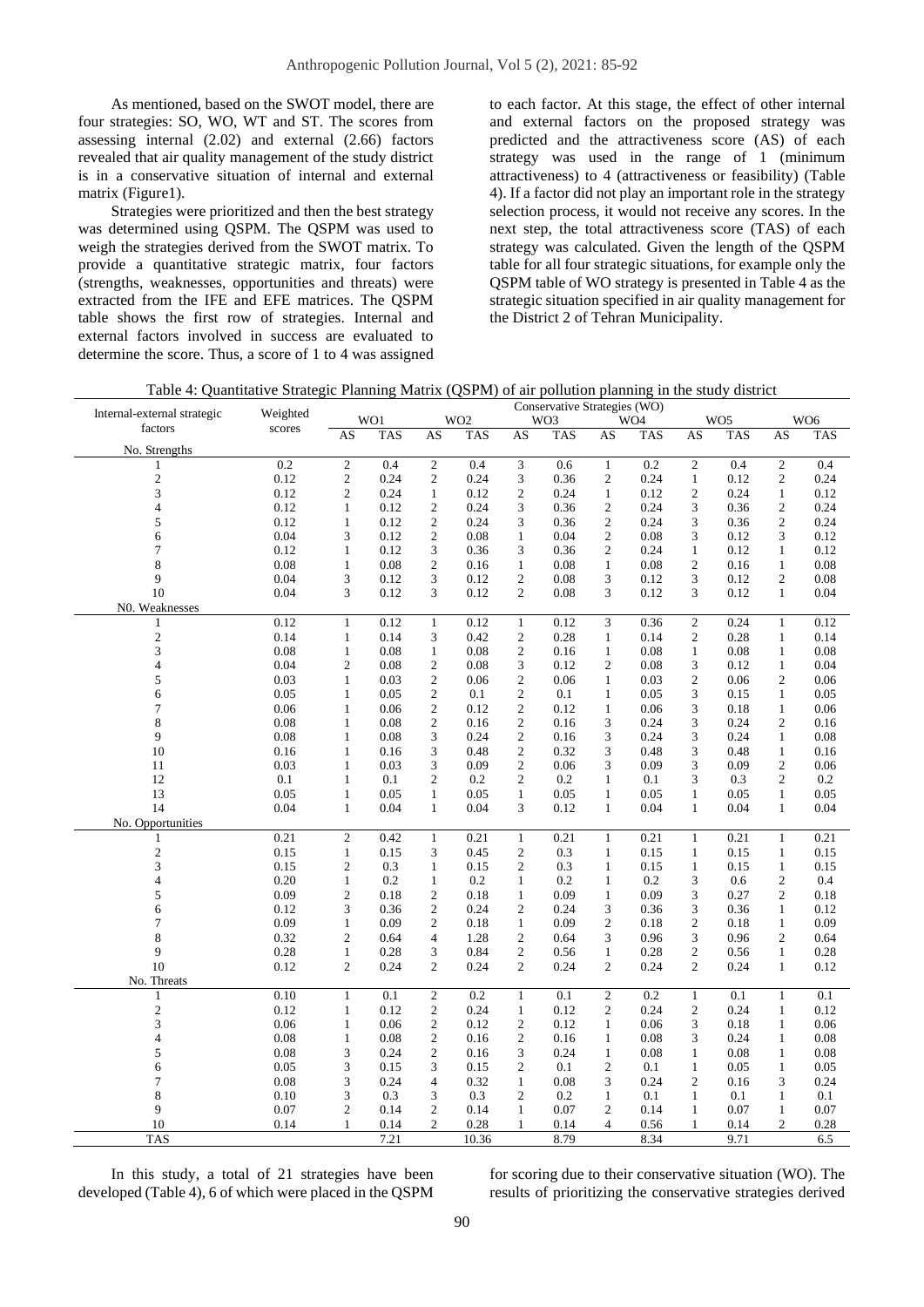As mentioned, based on the SWOT model, there are four strategies: SO, WO, WT and ST. The scores from assessing internal (2.02) and external (2.66) factors revealed that air quality management of the study district is in a conservative situation of internal and external matrix (Figure1).

Strategies were prioritized and then the best strategy was determined using QSPM. The QSPM was used to weigh the strategies derived from the SWOT matrix. To provide a quantitative strategic matrix, four factors (strengths, weaknesses, opportunities and threats) were extracted from the IFE and EFE matrices. The QSPM table shows the first row of strategies. Internal and external factors involved in success are evaluated to determine the score. Thus, a score of 1 to 4 was assigned to each factor. At this stage, the effect of other internal and external factors on the proposed strategy was predicted and the attractiveness score (AS) of each strategy was used in the range of 1 (minimum attractiveness) to 4 (attractiveness or feasibility) (Table 4). If a factor did not play an important role in the strategy selection process, it would not receive any scores. In the next step, the total attractiveness score (TAS) of each strategy was calculated. Given the length of the QSPM table for all four strategic situations, for example only the QSPM table of WO strategy is presented in Table 4 as the strategic situation specified in air quality management for the District 2 of Tehran Municipality.

Table 4: Quantitative Strategic Planning Matrix (QSPM) of air pollution planning in the study district

| Internal-external strategic factors | Weighted scores | Conservative Strategies (WO) | | | | | | | | | | | |
|---|---|---|---|---|---|---|---|---|---|---|---|---|---|
| | | WO1 | | WO2 | | WO3 | | WO4 | | WO5 | | WO6 | |
| | | AS | TAS | AS | TAS | AS | TAS | AS | TAS | AS | TAS | AS | TAS |
| No. Strengths | | | | | | | | | | | | | |
| 1 | 0.2 | 2 | 0.4 | 2 | 0.4 | 3 | 0.6 | 1 | 0.2 | 2 | 0.4 | 2 | 0.4 |
| 2 | 0.12 | 2 | 0.24 | 2 | 0.24 | 3 | 0.36 | 2 | 0.24 | 1 | 0.12 | 2 | 0.24 |
| 3 | 0.12 | 2 | 0.24 | 1 | 0.12 | 2 | 0.24 | 1 | 0.12 | 2 | 0.24 | 1 | 0.12 |
| 4 | 0.12 | 1 | 0.12 | 2 | 0.24 | 3 | 0.36 | 2 | 0.24 | 3 | 0.36 | 2 | 0.24 |
| 5 | 0.12 | 1 | 0.12 | 2 | 0.24 | 3 | 0.36 | 2 | 0.24 | 3 | 0.36 | 2 | 0.24 |
| 6 | 0.04 | 3 | 0.12 | 2 | 0.08 | 1 | 0.04 | 2 | 0.08 | 3 | 0.12 | 3 | 0.12 |
| 7 | 0.12 | 1 | 0.12 | 3 | 0.36 | 3 | 0.36 | 2 | 0.24 | 1 | 0.12 | 1 | 0.12 |
| 8 | 0.08 | 1 | 0.08 | 2 | 0.16 | 1 | 0.08 | 1 | 0.08 | 2 | 0.16 | 1 | 0.08 |
| 9 | 0.04 | 3 | 0.12 | 3 | 0.12 | 2 | 0.08 | 3 | 0.12 | 3 | 0.12 | 2 | 0.08 |
| 10 | 0.04 | 3 | 0.12 | 3 | 0.12 | 2 | 0.08 | 3 | 0.12 | 3 | 0.12 | 1 | 0.04 |
| N0. Weaknesses | | | | | | | | | | | | | |
| 1 | 0.12 | 1 | 0.12 | 1 | 0.12 | 1 | 0.12 | 3 | 0.36 | 2 | 0.24 | 1 | 0.12 |
| 2 | 0.14 | 1 | 0.14 | 3 | 0.42 | 2 | 0.28 | 1 | 0.14 | 2 | 0.28 | 1 | 0.14 |
| 3 | 0.08 | 1 | 0.08 | 1 | 0.08 | 2 | 0.16 | 1 | 0.08 | 1 | 0.08 | 1 | 0.08 |
| 4 | 0.04 | 2 | 0.08 | 2 | 0.08 | 3 | 0.12 | 2 | 0.08 | 3 | 0.12 | 1 | 0.04 |
| 5 | 0.03 | 1 | 0.03 | 2 | 0.06 | 2 | 0.06 | 1 | 0.03 | 2 | 0.06 | 2 | 0.06 |
| 6 | 0.05 | 1 | 0.05 | 2 | 0.1 | 2 | 0.1 | 1 | 0.05 | 3 | 0.15 | 1 | 0.05 |
| 7 | 0.06 | 1 | 0.06 | 2 | 0.12 | 2 | 0.12 | 1 | 0.06 | 3 | 0.18 | 1 | 0.06 |
| 8 | 0.08 | 1 | 0.08 | 2 | 0.16 | 2 | 0.16 | 3 | 0.24 | 3 | 0.24 | 2 | 0.16 |
| 9 | 0.08 | 1 | 0.08 | 3 | 0.24 | 2 | 0.16 | 3 | 0.24 | 3 | 0.24 | 1 | 0.08 |
| 10 | 0.16 | 1 | 0.16 | 3 | 0.48 | 2 | 0.32 | 3 | 0.48 | 3 | 0.48 | 1 | 0.16 |
| 11 | 0.03 | 1 | 0.03 | 3 | 0.09 | 2 | 0.06 | 3 | 0.09 | 3 | 0.09 | 2 | 0.06 |
| 12 | 0.1 | 1 | 0.1 | 2 | 0.2 | 2 | 0.2 | 1 | 0.1 | 3 | 0.3 | 2 | 0.2 |
| 13 | 0.05 | 1 | 0.05 | 1 | 0.05 | 1 | 0.05 | 1 | 0.05 | 1 | 0.05 | 1 | 0.05 |
| 14 | 0.04 | 1 | 0.04 | 1 | 0.04 | 3 | 0.12 | 1 | 0.04 | 1 | 0.04 | 1 | 0.04 |
| No. Opportunities | | | | | | | | | | | | | |
| 1 | 0.21 | 2 | 0.42 | 1 | 0.21 | 1 | 0.21 | 1 | 0.21 | 1 | 0.21 | 1 | 0.21 |
| 2 | 0.15 | 1 | 0.15 | 3 | 0.45 | 2 | 0.3 | 1 | 0.15 | 1 | 0.15 | 1 | 0.15 |
| 3 | 0.15 | 2 | 0.3 | 1 | 0.15 | 2 | 0.3 | 1 | 0.15 | 1 | 0.15 | 1 | 0.15 |
| 4 | 0.20 | 1 | 0.2 | 1 | 0.2 | 1 | 0.2 | 1 | 0.2 | 3 | 0.6 | 2 | 0.4 |
| 5 | 0.09 | 2 | 0.18 | 2 | 0.18 | 1 | 0.09 | 1 | 0.09 | 3 | 0.27 | 2 | 0.18 |
| 6 | 0.12 | 3 | 0.36 | 2 | 0.24 | 2 | 0.24 | 3 | 0.36 | 3 | 0.36 | 1 | 0.12 |
| 7 | 0.09 | 1 | 0.09 | 2 | 0.18 | 1 | 0.09 | 2 | 0.18 | 2 | 0.18 | 1 | 0.09 |
| 8 | 0.32 | 2 | 0.64 | 4 | 1.28 | 2 | 0.64 | 3 | 0.96 | 3 | 0.96 | 2 | 0.64 |
| 9 | 0.28 | 1 | 0.28 | 3 | 0.84 | 2 | 0.56 | 1 | 0.28 | 2 | 0.56 | 1 | 0.28 |
| 10 | 0.12 | 2 | 0.24 | 2 | 0.24 | 2 | 0.24 | 2 | 0.24 | 2 | 0.24 | 1 | 0.12 |
| No. Threats | | | | | | | | | | | | | |
| 1 | 0.10 | 1 | 0.1 | 2 | 0.2 | 1 | 0.1 | 2 | 0.2 | 1 | 0.1 | 1 | 0.1 |
| 2 | 0.12 | 1 | 0.12 | 2 | 0.24 | 1 | 0.12 | 2 | 0.24 | 2 | 0.24 | 1 | 0.12 |
| 3 | 0.06 | 1 | 0.06 | 2 | 0.12 | 2 | 0.12 | 1 | 0.06 | 3 | 0.18 | 1 | 0.06 |
| 4 | 0.08 | 1 | 0.08 | 2 | 0.16 | 2 | 0.16 | 1 | 0.08 | 3 | 0.24 | 1 | 0.08 |
| 5 | 0.08 | 3 | 0.24 | 2 | 0.16 | 3 | 0.24 | 1 | 0.08 | 1 | 0.08 | 1 | 0.08 |
| 6 | 0.05 | 3 | 0.15 | 3 | 0.15 | 2 | 0.1 | 2 | 0.1 | 1 | 0.05 | 1 | 0.05 |
| 7 | 0.08 | 3 | 0.24 | 4 | 0.32 | 1 | 0.08 | 3 | 0.24 | 2 | 0.16 | 3 | 0.24 |
| 8 | 0.10 | 3 | 0.3 | 3 | 0.3 | 2 | 0.2 | 1 | 0.1 | 1 | 0.1 | 1 | 0.1 |
| 9 | 0.07 | 2 | 0.14 | 2 | 0.14 | 1 | 0.07 | 2 | 0.14 | 1 | 0.07 | 1 | 0.07 |
| 10 | 0.14 | 1 | 0.14 | 2 | 0.28 | 1 | 0.14 | 4 | 0.56 | 1 | 0.14 | 2 | 0.28 |
| TAS | | | 7.21 | | 10.36 | | 8.79 | | 8.34 | | 9.71 | | 6.5 |

In this study, a total of 21 strategies have been developed (Table 4), 6 of which were placed in the QSPM for scoring due to their conservative situation (WO). The results of prioritizing the conservative strategies derived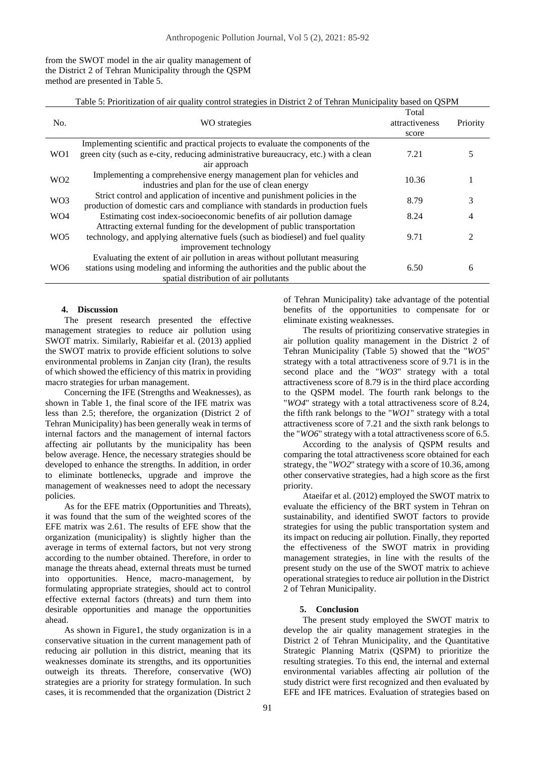from the SWOT model in the air quality management of the District 2 of Tehran Municipality through the QSPM method are presented in Table 5.

Table 5: Prioritization of air quality control strategies in District 2 of Tehran Municipality based on QSPM

| No. | WO strategies | Total attractiveness score | Priority |
|---|---|---|---|
| WO1 | Implementing scientific and practical projects to evaluate the components of the green city (such as e-city, reducing administrative bureaucracy, etc.) with a clean air approach | 7.21 | 5 |
| WO2 | Implementing a comprehensive energy management plan for vehicles and industries and plan for the use of clean energy | 10.36 | 1 |
| WO3 | Strict control and application of incentive and punishment policies in the production of domestic cars and compliance with standards in production fuels | 8.79 | 3 |
| WO4 | Estimating cost index-socioeconomic benefits of air pollution damage | 8.24 | 4 |
| WO5 | Attracting external funding for the development of public transportation technology, and applying alternative fuels (such as biodiesel) and fuel quality improvement technology | 9.71 | 2 |
| WO6 | Evaluating the extent of air pollution in areas without pollutant measuring stations using modeling and informing the authorities and the public about the spatial distribution of air pollutants | 6.50 | 6 |

## 4. Discussion

The present research presented the effective management strategies to reduce air pollution using SWOT matrix. Similarly, Rabieifar et al. (2013) applied the SWOT matrix to provide efficient solutions to solve environmental problems in Zanjan city (Iran), the results of which showed the efficiency of this matrix in providing macro strategies for urban management.

Concerning the IFE (Strengths and Weaknesses), as shown in Table 1, the final score of the IFE matrix was less than 2.5; therefore, the organization (District 2 of Tehran Municipality) has been generally weak in terms of internal factors and the management of internal factors affecting air pollutants by the municipality has been below average. Hence, the necessary strategies should be developed to enhance the strengths. In addition, in order to eliminate bottlenecks, upgrade and improve the management of weaknesses need to adopt the necessary policies.

As for the EFE matrix (Opportunities and Threats), it was found that the sum of the weighted scores of the EFE matrix was 2.61. The results of EFE show that the organization (municipality) is slightly higher than the average in terms of external factors, but not very strong according to the number obtained. Therefore, in order to manage the threats ahead, external threats must be turned into opportunities. Hence, macro-management, by formulating appropriate strategies, should act to control effective external factors (threats) and turn them into desirable opportunities and manage the opportunities ahead.

As shown in Figure1, the study organization is in a conservative situation in the current management path of reducing air pollution in this district, meaning that its weaknesses dominate its strengths, and its opportunities outweigh its threats. Therefore, conservative (WO) strategies are a priority for strategy formulation. In such cases, it is recommended that the organization (District 2 of Tehran Municipality) take advantage of the potential benefits of the opportunities to compensate for or eliminate existing weaknesses.

The results of prioritizing conservative strategies in air pollution quality management in the District 2 of Tehran Municipality (Table 5) showed that the "*WO5*" strategy with a total attractiveness score of 9.71 is in the second place and the "*WO3*" strategy with a total attractiveness score of 8.79 is in the third place according to the QSPM model. The fourth rank belongs to the "*WO4*" strategy with a total attractiveness score of 8.24, the fifth rank belongs to the "*WO1*" strategy with a total attractiveness score of 7.21 and the sixth rank belongs to the "*WO6*" strategy with a total attractiveness score of 6.5.

According to the analysis of QSPM results and comparing the total attractiveness score obtained for each strategy, the "*WO2*" strategy with a score of 10.36, among other conservative strategies, had a high score as the first priority.

Ataeifar et al. (2012) employed the SWOT matrix to evaluate the efficiency of the BRT system in Tehran on sustainability, and identified SWOT factors to provide strategies for using the public transportation system and its impact on reducing air pollution. Finally, they reported the effectiveness of the SWOT matrix in providing management strategies, in line with the results of the present study on the use of the SWOT matrix to achieve operational strategies to reduce air pollution in the District 2 of Tehran Municipality.

## 5. Conclusion

The present study employed the SWOT matrix to develop the air quality management strategies in the District 2 of Tehran Municipality, and the Quantitative Strategic Planning Matrix (QSPM) to prioritize the resulting strategies. To this end, the internal and external environmental variables affecting air pollution of the study district were first recognized and then evaluated by EFE and IFE matrices. Evaluation of strategies based on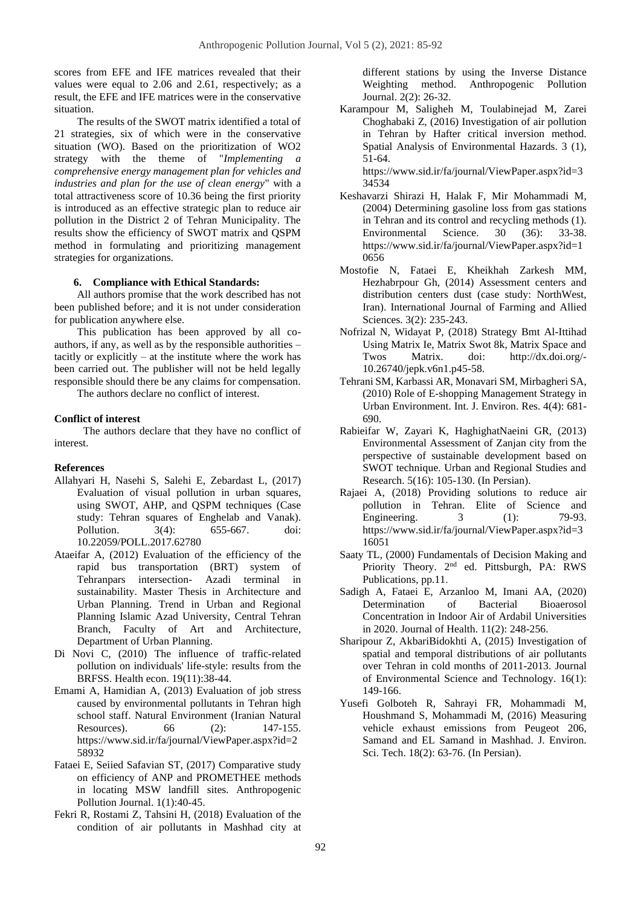scores from EFE and IFE matrices revealed that their values were equal to 2.06 and 2.61, respectively; as a result, the EFE and IFE matrices were in the conservative situation.

The results of the SWOT matrix identified a total of 21 strategies, six of which were in the conservative situation (WO). Based on the prioritization of WO2 strategy with the theme of "*Implementing a comprehensive energy management plan for vehicles and industries and plan for the use of clean energy*" with a total attractiveness score of 10.36 being the first priority is introduced as an effective strategic plan to reduce air pollution in the District 2 of Tehran Municipality. The results show the efficiency of SWOT matrix and QSPM method in formulating and prioritizing management strategies for organizations.

### 6. Compliance with Ethical Standards:

All authors promise that the work described has not been published before; and it is not under consideration for publication anywhere else.

This publication has been approved by all co-authors, if any, as well as by the responsible authorities – tacitly or explicitly – at the institute where the work has been carried out. The publisher will not be held legally responsible should there be any claims for compensation.

The authors declare no conflict of interest.

### Conflict of interest

The authors declare that they have no conflict of interest.

### References

Allahyari H, Nasehi S, Salehi E, Zebardast L, (2017) Evaluation of visual pollution in urban squares, using SWOT, AHP, and QSPM techniques (Case study: Tehran squares of Enghelab and Vanak). Pollution. 3(4): 655-667. doi: 10.22059/POLL.2017.62780

Ataeifar A, (2012) Evaluation of the efficiency of the rapid bus transportation (BRT) system of Tehranpars intersection- Azadi terminal in sustainability. Master Thesis in Architecture and Urban Planning. Trend in Urban and Regional Planning Islamic Azad University, Central Tehran Branch, Faculty of Art and Architecture, Department of Urban Planning.

Di Novi C, (2010) The influence of traffic-related pollution on individuals' life-style: results from the BRFSS. Health econ. 19(11):38-44.

Emami A, Hamidian A, (2013) Evaluation of job stress caused by environmental pollutants in Tehran high school staff. Natural Environment (Iranian Natural Resources). 66 (2): 147-155. https://www.sid.ir/fa/journal/ViewPaper.aspx?id=258932

Fataei E, Seiied Safavian ST, (2017) Comparative study on efficiency of ANP and PROMETHEE methods in locating MSW landfill sites. Anthropogenic Pollution Journal. 1(1):40-45.

Fekri R, Rostami Z, Tahsini H, (2018) Evaluation of the condition of air pollutants in Mashhad city at different stations by using the Inverse Distance Weighting method. Anthropogenic Pollution Journal. 2(2): 26-32.

Karampour M, Saligheh M, Toulabinejad M, Zarei Choghabaki Z, (2016) Investigation of air pollution in Tehran by Hafter critical inversion method. Spatial Analysis of Environmental Hazards. 3 (1), 51-64. https://www.sid.ir/fa/journal/ViewPaper.aspx?id=334534

Keshavarzi Shirazi H, Halak F, Mir Mohammadi M, (2004) Determining gasoline loss from gas stations in Tehran and its control and recycling methods (1). Environmental Science. 30 (36): 33-38. https://www.sid.ir/fa/journal/ViewPaper.aspx?id=10656

Mostofie N, Fataei E, Kheikhah Zarkesh MM, Hezhabrpour Gh, (2014) Assessment centers and distribution centers dust (case study: NorthWest, Iran). International Journal of Farming and Allied Sciences. 3(2): 235-243.

Nofrizal N, Widayat P, (2018) Strategy Bmt Al-Ittihad Using Matrix Ie, Matrix Swot 8k, Matrix Space and Twos Matrix. doi: http://dx.doi.org/-10.26740/jepk.v6n1.p45-58.

Tehrani SM, Karbassi AR, Monavari SM, Mirbagheri SA, (2010) Role of E-shopping Management Strategy in Urban Environment. Int. J. Environ. Res. 4(4): 681-690.

Rabieifar W, Zayari K, HaghighatNaeini GR, (2013) Environmental Assessment of Zanjan city from the perspective of sustainable development based on SWOT technique. Urban and Regional Studies and Research. 5(16): 105-130. (In Persian).

Rajaei A, (2018) Providing solutions to reduce air pollution in Tehran. Elite of Science and Engineering. 3 (1): 79-93. https://www.sid.ir/fa/journal/ViewPaper.aspx?id=316051

Saaty TL, (2000) Fundamentals of Decision Making and Priority Theory. 2nd ed. Pittsburgh, PA: RWS Publications, pp.11.

Sadigh A, Fataei E, Arzanloo M, Imani AA, (2020) Determination of Bacterial Bioaerosol Concentration in Indoor Air of Ardabil Universities in 2020. Journal of Health. 11(2): 248-256.

Sharipour Z, AkbariBidokhti A, (2015) Investigation of spatial and temporal distributions of air pollutants over Tehran in cold months of 2011-2013. Journal of Environmental Science and Technology. 16(1): 149-166.

Yusefi Golboteh R, Sahrayi FR, Mohammadi M, Houshmand S, Mohammadi M, (2016) Measuring vehicle exhaust emissions from Peugeot 206, Samand and EL Samand in Mashhad. J. Environ. Sci. Tech. 18(2): 63-76. (In Persian).